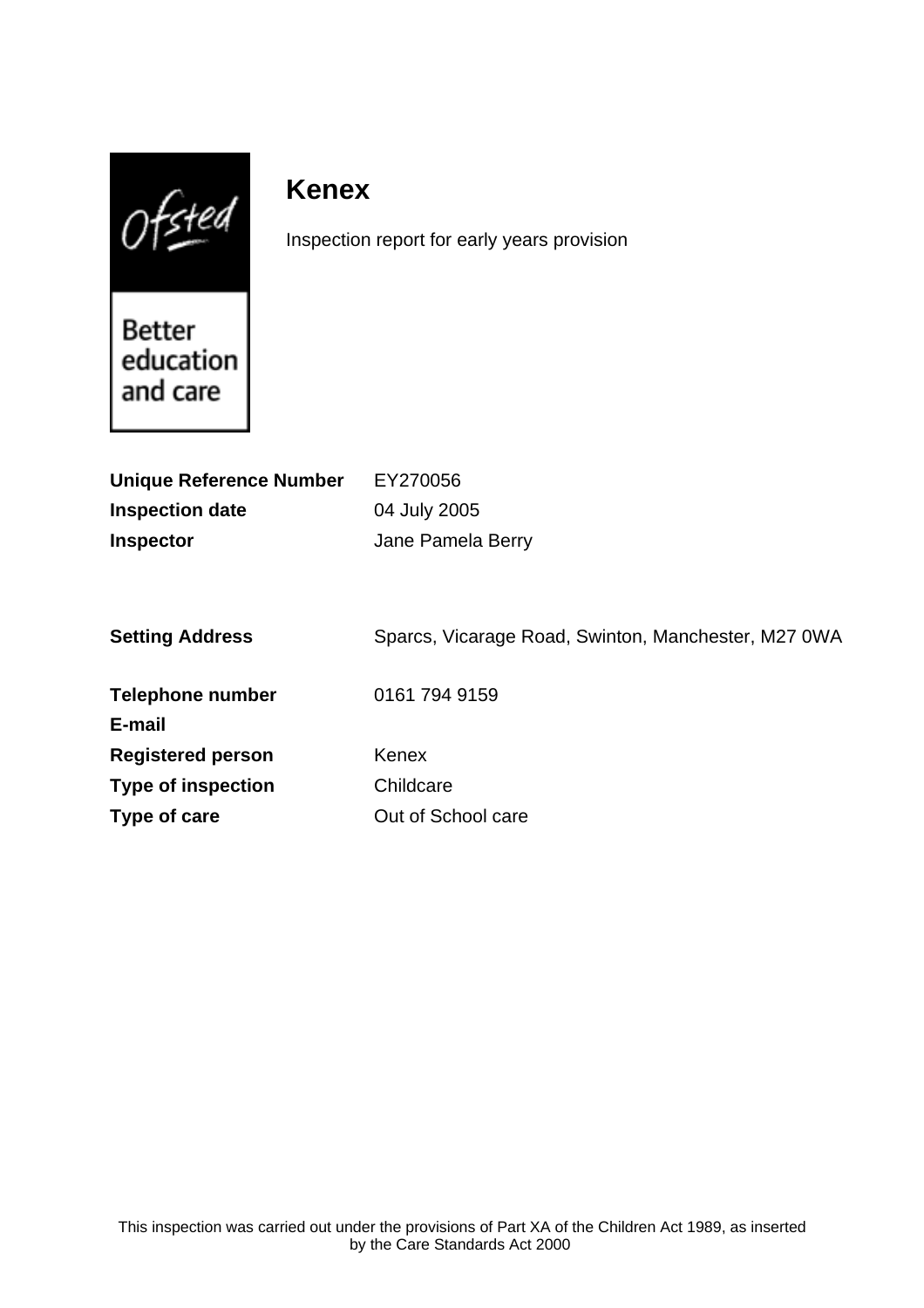# Kenex

Inspection report for early years provision

| | |
|---|---|
| **Unique Reference Number** | EY270056 |
| **Inspection date** | 04 July 2005 |
| **Inspector** | Jane Pamela Berry |
| | |
| **Setting Address** | Sparcs, Vicarage Road, Swinton, Manchester, M27 0WA |
| | |
| **Telephone number** | 0161 794 9159 |
| **E-mail** | |
| **Registered person** | Kenex |
| **Type of inspection** | Childcare |
| **Type of care** | Out of School care |

This inspection was carried out under the provisions of Part XA of the Children Act 1989, as inserted by the Care Standards Act 2000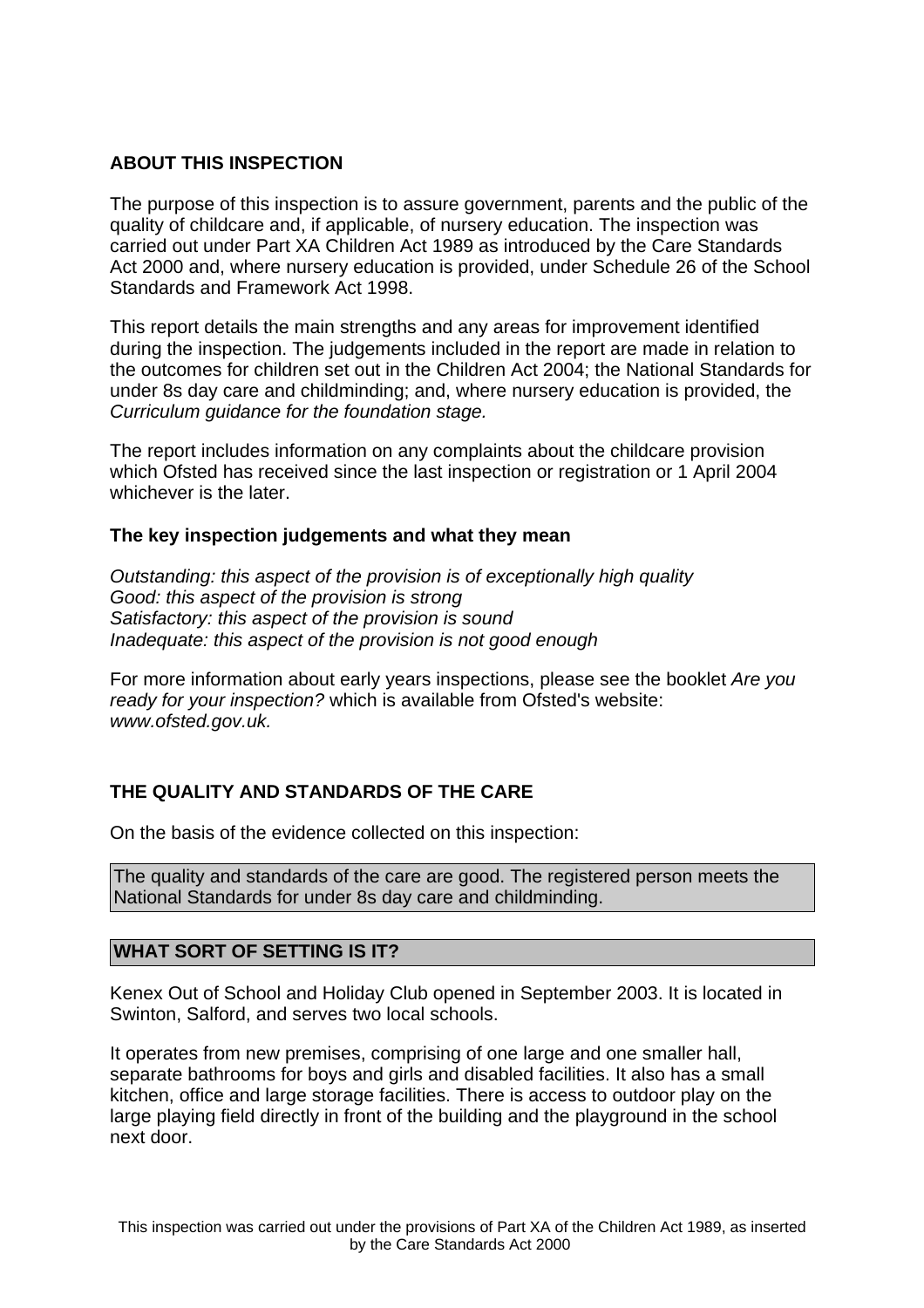## ABOUT THIS INSPECTION

The purpose of this inspection is to assure government, parents and the public of the quality of childcare and, if applicable, of nursery education. The inspection was carried out under Part XA Children Act 1989 as introduced by the Care Standards Act 2000 and, where nursery education is provided, under Schedule 26 of the School Standards and Framework Act 1998.

This report details the main strengths and any areas for improvement identified during the inspection. The judgements included in the report are made in relation to the outcomes for children set out in the Children Act 2004; the National Standards for under 8s day care and childminding; and, where nursery education is provided, the *Curriculum guidance for the foundation stage.*

The report includes information on any complaints about the childcare provision which Ofsted has received since the last inspection or registration or 1 April 2004 whichever is the later.

### The key inspection judgements and what they mean

*Outstanding: this aspect of the provision is of exceptionally high quality*
*Good: this aspect of the provision is strong*
*Satisfactory: this aspect of the provision is sound*
*Inadequate: this aspect of the provision is not good enough*

For more information about early years inspections, please see the booklet *Are you ready for your inspection?* which is available from Ofsted's website: *www.ofsted.gov.uk.*

## THE QUALITY AND STANDARDS OF THE CARE

On the basis of the evidence collected on this inspection:

The quality and standards of the care are good. The registered person meets the National Standards for under 8s day care and childminding.

## WHAT SORT OF SETTING IS IT?

Kenex Out of School and Holiday Club opened in September 2003. It is located in Swinton, Salford, and serves two local schools.

It operates from new premises, comprising of one large and one smaller hall, separate bathrooms for boys and girls and disabled facilities. It also has a small kitchen, office and large storage facilities. There is access to outdoor play on the large playing field directly in front of the building and the playground in the school next door.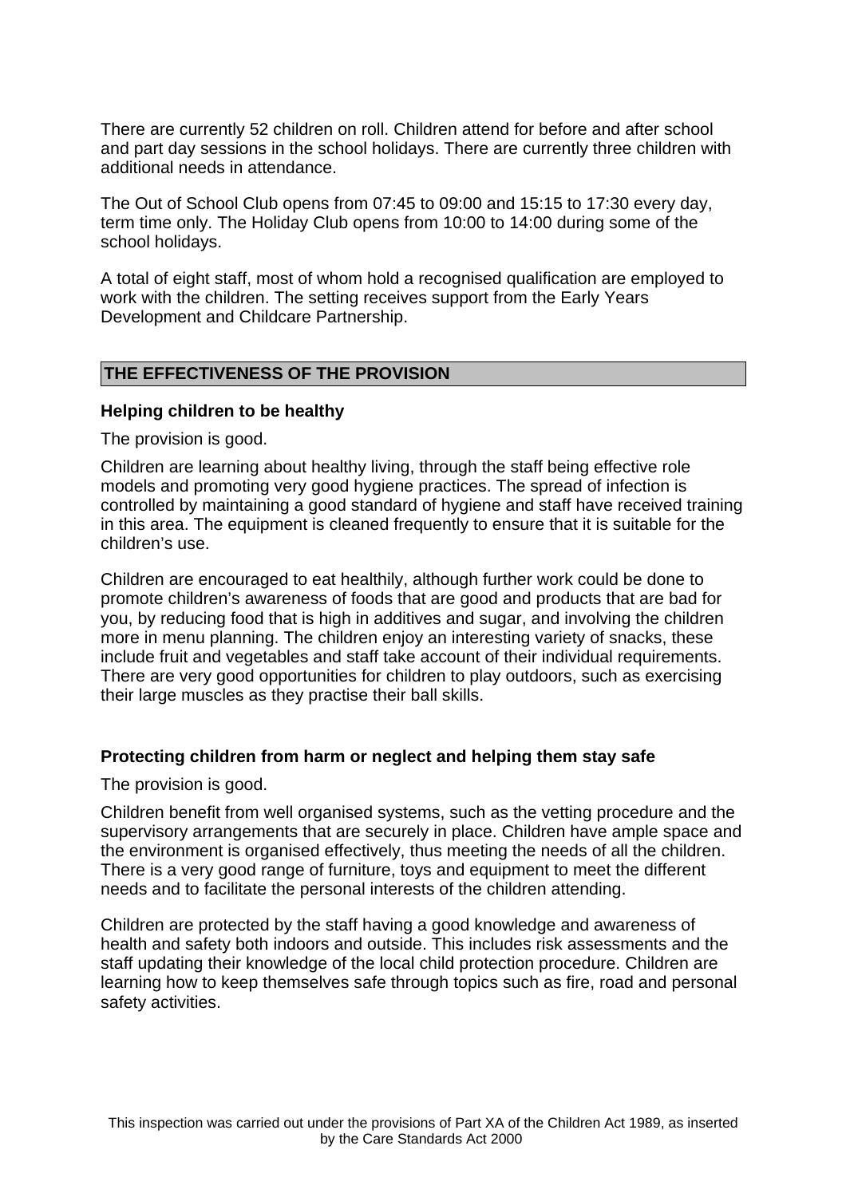There are currently 52 children on roll. Children attend for before and after school and part day sessions in the school holidays. There are currently three children with additional needs in attendance.

The Out of School Club opens from 07:45 to 09:00 and 15:15 to 17:30 every day, term time only. The Holiday Club opens from 10:00 to 14:00 during some of the school holidays.

A total of eight staff, most of whom hold a recognised qualification are employed to work with the children. The setting receives support from the Early Years Development and Childcare Partnership.

## THE EFFECTIVENESS OF THE PROVISION

### Helping children to be healthy

The provision is good.

Children are learning about healthy living, through the staff being effective role models and promoting very good hygiene practices. The spread of infection is controlled by maintaining a good standard of hygiene and staff have received training in this area. The equipment is cleaned frequently to ensure that it is suitable for the children's use.

Children are encouraged to eat healthily, although further work could be done to promote children's awareness of foods that are good and products that are bad for you, by reducing food that is high in additives and sugar, and involving the children more in menu planning. The children enjoy an interesting variety of snacks, these include fruit and vegetables and staff take account of their individual requirements. There are very good opportunities for children to play outdoors, such as exercising their large muscles as they practise their ball skills.

### Protecting children from harm or neglect and helping them stay safe

The provision is good.

Children benefit from well organised systems, such as the vetting procedure and the supervisory arrangements that are securely in place. Children have ample space and the environment is organised effectively, thus meeting the needs of all the children. There is a very good range of furniture, toys and equipment to meet the different needs and to facilitate the personal interests of the children attending.

Children are protected by the staff having a good knowledge and awareness of health and safety both indoors and outside. This includes risk assessments and the staff updating their knowledge of the local child protection procedure. Children are learning how to keep themselves safe through topics such as fire, road and personal safety activities.

This inspection was carried out under the provisions of Part XA of the Children Act 1989, as inserted by the Care Standards Act 2000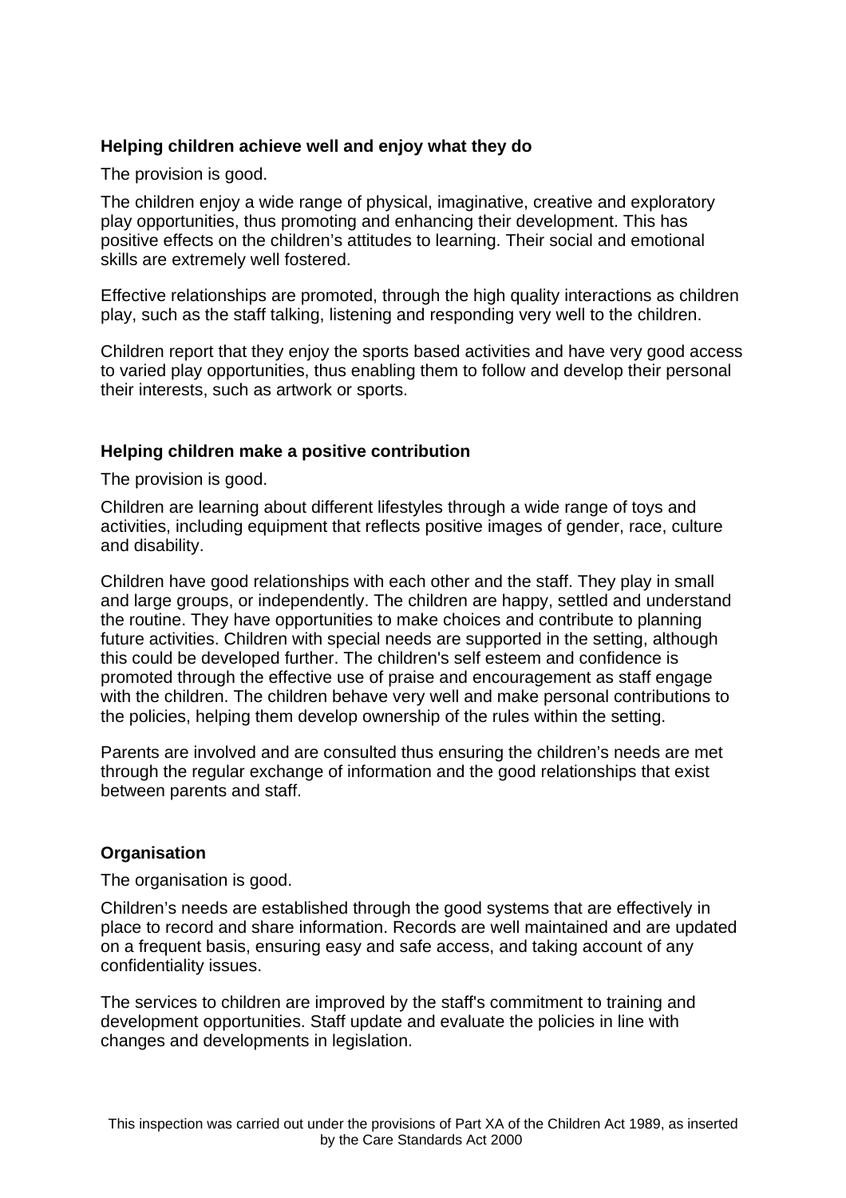**Helping children achieve well and enjoy what they do**

The provision is good.

The children enjoy a wide range of physical, imaginative, creative and exploratory play opportunities, thus promoting and enhancing their development. This has positive effects on the children's attitudes to learning. Their social and emotional skills are extremely well fostered.

Effective relationships are promoted, through the high quality interactions as children play, such as the staff talking, listening and responding very well to the children.

Children report that they enjoy the sports based activities and have very good access to varied play opportunities, thus enabling them to follow and develop their personal their interests, such as artwork or sports.

**Helping children make a positive contribution**

The provision is good.

Children are learning about different lifestyles through a wide range of toys and activities, including equipment that reflects positive images of gender, race, culture and disability.

Children have good relationships with each other and the staff. They play in small and large groups, or independently. The children are happy, settled and understand the routine. They have opportunities to make choices and contribute to planning future activities. Children with special needs are supported in the setting, although this could be developed further. The children's self esteem and confidence is promoted through the effective use of praise and encouragement as staff engage with the children. The children behave very well and make personal contributions to the policies, helping them develop ownership of the rules within the setting.

Parents are involved and are consulted thus ensuring the children's needs are met through the regular exchange of information and the good relationships that exist between parents and staff.

**Organisation**

The organisation is good.

Children's needs are established through the good systems that are effectively in place to record and share information. Records are well maintained and are updated on a frequent basis, ensuring easy and safe access, and taking account of any confidentiality issues.

The services to children are improved by the staff's commitment to training and development opportunities. Staff update and evaluate the policies in line with changes and developments in legislation.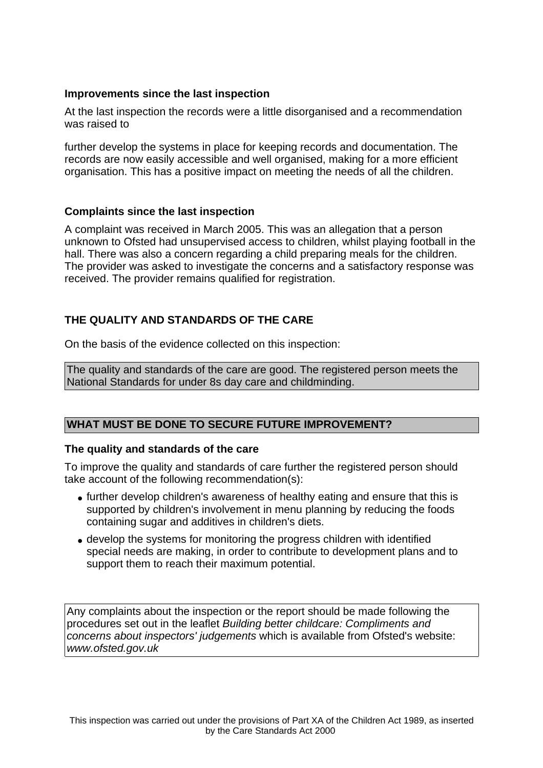### Improvements since the last inspection

At the last inspection the records were a little disorganised and a recommendation was raised to

further develop the systems in place for keeping records and documentation. The records are now easily accessible and well organised, making for a more efficient organisation. This has a positive impact on meeting the needs of all the children.

### Complaints since the last inspection

A complaint was received in March 2005. This was an allegation that a person unknown to Ofsted had unsupervised access to children, whilst playing football in the hall. There was also a concern regarding a child preparing meals for the children. The provider was asked to investigate the concerns and a satisfactory response was received. The provider remains qualified for registration.

## THE QUALITY AND STANDARDS OF THE CARE

On the basis of the evidence collected on this inspection:

The quality and standards of the care are good. The registered person meets the National Standards for under 8s day care and childminding.

## WHAT MUST BE DONE TO SECURE FUTURE IMPROVEMENT?

### The quality and standards of the care

To improve the quality and standards of care further the registered person should take account of the following recommendation(s):

- further develop children's awareness of healthy eating and ensure that this is supported by children's involvement in menu planning by reducing the foods containing sugar and additives in children's diets.
- develop the systems for monitoring the progress children with identified special needs are making, in order to contribute to development plans and to support them to reach their maximum potential.

Any complaints about the inspection or the report should be made following the procedures set out in the leaflet *Building better childcare: Compliments and concerns about inspectors' judgements* which is available from Ofsted's website: *www.ofsted.gov.uk*

This inspection was carried out under the provisions of Part XA of the Children Act 1989, as inserted by the Care Standards Act 2000